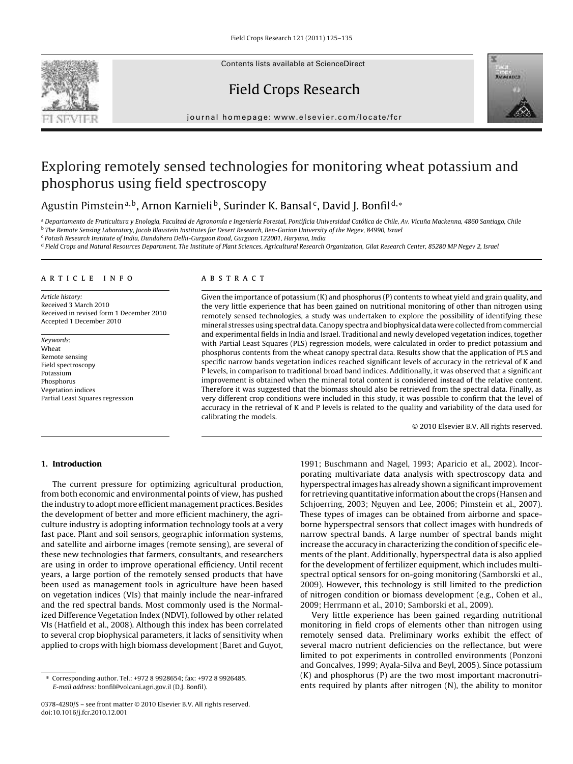# Exploring remotely sensed technologies for monitoring wheat potassium and phosphorus using field spectroscopy

Agustin Pimstein[a,b], Arnon Karnieli[b], Surinder K. Bansal[c], David J. Bonfil[d,*]

[a] Departamento de Fruticultura y Enología, Facultad de Agronomía e Ingeniería Forestal, Pontificia Universidad Católica de Chile, Av. Vicuña Mackenna, 4860 Santiago, Chile
[b] The Remote Sensing Laboratory, Jacob Blaustein Institutes for Desert Research, Ben-Gurion University of the Negev, 84990, Israel
[c] Potash Research Institute of India, Dundahera Delhi-Gurgaon Road, Gurgaon 122001, Haryana, India
[d] Field Crops and Natural Resources Department, The Institute of Plant Sciences, Agricultural Research Organization, Gilat Research Center, 85280 MP Negev 2, Israel

## ARTICLE INFO

*Article history:*
Received 3 March 2010
Received in revised form 1 December 2010
Accepted 1 December 2010

*Keywords:*
Wheat
Remote sensing
Field spectroscopy
Potassium
Phosphorus
Vegetation indices
Partial Least Squares regression

## ABSTRACT

Given the importance of potassium (K) and phosphorus (P) contents to wheat yield and grain quality, and the very little experience that has been gained on nutritional monitoring of other than nitrogen using remotely sensed technologies, a study was undertaken to explore the possibility of identifying these mineral stresses using spectral data. Canopy spectra and biophysical data were collected from commercial and experimental fields in India and Israel. Traditional and newly developed vegetation indices, together with Partial Least Squares (PLS) regression models, were calculated in order to predict potassium and phosphorus contents from the wheat canopy spectral data. Results show that the application of PLS and specific narrow bands vegetation indices reached significant levels of accuracy in the retrieval of K and P levels, in comparison to traditional broad band indices. Additionally, it was observed that a significant improvement is obtained when the mineral total content is considered instead of the relative content. Therefore it was suggested that the biomass should also be retrieved from the spectral data. Finally, as very different crop conditions were included in this study, it was possible to confirm that the level of accuracy in the retrieval of K and P levels is related to the quality and variability of the data used for calibrating the models.

© 2010 Elsevier B.V. All rights reserved.

## 1. Introduction

The current pressure for optimizing agricultural production, from both economic and environmental points of view, has pushed the industry to adopt more efficient management practices. Besides the development of better and more efficient machinery, the agriculture industry is adopting information technology tools at a very fast pace. Plant and soil sensors, geographic information systems, and satellite and airborne images (remote sensing), are several of these new technologies that farmers, consultants, and researchers are using in order to improve operational efficiency. Until recent years, a large portion of the remotely sensed products that have been used as management tools in agriculture have been based on vegetation indices (VIs) that mainly include the near-infrared and the red spectral bands. Most commonly used is the Normalized Difference Vegetation Index (NDVI), followed by other related VIs (Hatfield et al., 2008). Although this index has been correlated to several crop biophysical parameters, it lacks of sensitivity when applied to crops with high biomass development (Baret and Guyot, 1991; Buschmann and Nagel, 1993; Aparicio et al., 2002). Incorporating multivariate data analysis with spectroscopy data and hyperspectral images has already shown a significant improvement for retrieving quantitative information about the crops (Hansen and Schjoerring, 2003; Nguyen and Lee, 2006; Pimstein et al., 2007). These types of images can be obtained from airborne and spaceborne hyperspectral sensors that collect images with hundreds of narrow spectral bands. A large number of spectral bands might increase the accuracy in characterizing the condition of specific elements of the plant. Additionally, hyperspectral data is also applied for the development of fertilizer equipment, which includes multispectral optical sensors for on-going monitoring (Samborski et al., 2009). However, this technology is still limited to the prediction of nitrogen condition or biomass development (e.g., Cohen et al., 2009; Herrmann et al., 2010; Samborski et al., 2009).

Very little experience has been gained regarding nutritional monitoring in field crops of elements other than nitrogen using remotely sensed data. Preliminary works exhibit the effect of several macro nutrient deficiencies on the reflectance, but were limited to pot experiments in controlled environments (Ponzoni and Goncalves, 1999; Ayala-Silva and Beyl, 2005). Since potassium (K) and phosphorus (P) are the two most important macronutrients required by plants after nitrogen (N), the ability to monitor

* Corresponding author. Tel.: +972 8 9928654; fax: +972 8 9926485.
*E-mail address:* bonfil@volcani.agri.gov.il (D.J. Bonfil).

0378-4290/$ – see front matter © 2010 Elsevier B.V. All rights reserved.
doi:10.1016/j.fcr.2010.12.001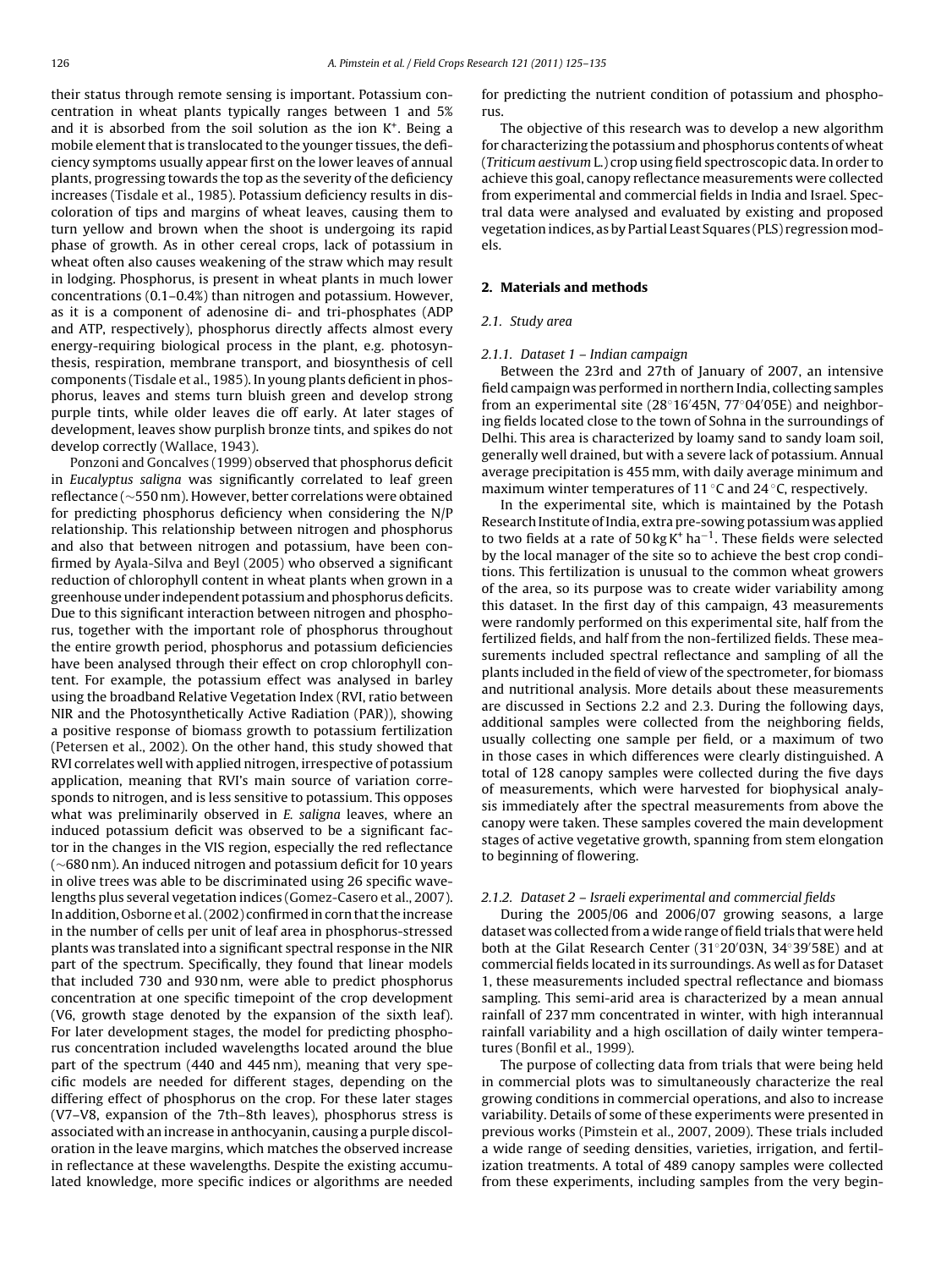their status through remote sensing is important. Potassium concentration in wheat plants typically ranges between 1 and 5% and it is absorbed from the soil solution as the ion $K^+$. Being a mobile element that is translocated to the younger tissues, the deficiency symptoms usually appear first on the lower leaves of annual plants, progressing towards the top as the severity of the deficiency increases (Tisdale et al., 1985). Potassium deficiency results in discoloration of tips and margins of wheat leaves, causing them to turn yellow and brown when the shoot is undergoing its rapid phase of growth. As in other cereal crops, lack of potassium in wheat often also causes weakening of the straw which may result in lodging. Phosphorus, is present in wheat plants in much lower concentrations (0.1–0.4%) than nitrogen and potassium. However, as it is a component of adenosine di- and tri-phosphates (ADP and ATP, respectively), phosphorus directly affects almost every energy-requiring biological process in the plant, e.g. photosynthesis, respiration, membrane transport, and biosynthesis of cell components (Tisdale et al., 1985). In young plants deficient in phosphorus, leaves and stems turn bluish green and develop strong purple tints, while older leaves die off early. At later stages of development, leaves show purplish bronze tints, and spikes do not develop correctly (Wallace, 1943).

Ponzoni and Goncalves (1999) observed that phosphorus deficit in *Eucalyptus saligna* was significantly correlated to leaf green reflectance (~550 nm). However, better correlations were obtained for predicting phosphorus deficiency when considering the N/P relationship. This relationship between nitrogen and phosphorus and also that between nitrogen and potassium, have been confirmed by Ayala-Silva and Beyl (2005) who observed a significant reduction of chlorophyll content in wheat plants when grown in a greenhouse under independent potassium and phosphorus deficits. Due to this significant interaction between nitrogen and phosphorus, together with the important role of phosphorus throughout the entire growth period, phosphorus and potassium deficiencies have been analysed through their effect on crop chlorophyll content. For example, the potassium effect was analysed in barley using the broadband Relative Vegetation Index (RVI, ratio between NIR and the Photosynthetically Active Radiation (PAR)), showing a positive response of biomass growth to potassium fertilization (Petersen et al., 2002). On the other hand, this study showed that RVI correlates well with applied nitrogen, irrespective of potassium application, meaning that RVI's main source of variation corresponds to nitrogen, and is less sensitive to potassium. This opposes what was preliminarily observed in *E. saligna* leaves, where an induced potassium deficit was observed to be a significant factor in the changes in the VIS region, especially the red reflectance (~680 nm). An induced nitrogen and potassium deficit for 10 years in olive trees was able to be discriminated using 26 specific wavelengths plus several vegetation indices (Gomez-Casero et al., 2007). In addition, Osborne et al. (2002) confirmed in corn that the increase in the number of cells per unit of leaf area in phosphorus-stressed plants was translated into a significant spectral response in the NIR part of the spectrum. Specifically, they found that linear models that included 730 and 930 nm, were able to predict phosphorus concentration at one specific timepoint of the crop development (V6, growth stage denoted by the expansion of the sixth leaf). For later development stages, the model for predicting phosphorus concentration included wavelengths located around the blue part of the spectrum (440 and 445 nm), meaning that very specific models are needed for different stages, depending on the differing effect of phosphorus on the crop. For these later stages (V7–V8, expansion of the 7th–8th leaves), phosphorus stress is associated with an increase in anthocyanin, causing a purple discoloration in the leave margins, which matches the observed increase in reflectance at these wavelengths. Despite the existing accumulated knowledge, more specific indices or algorithms are needed for predicting the nutrient condition of potassium and phosphorus.

The objective of this research was to develop a new algorithm for characterizing the potassium and phosphorus contents of wheat (*Triticum aestivum* L.) crop using field spectroscopic data. In order to achieve this goal, canopy reflectance measurements were collected from experimental and commercial fields in India and Israel. Spectral data were analysed and evaluated by existing and proposed vegetation indices, as by Partial Least Squares (PLS) regression models.

## 2. Materials and methods

### 2.1. Study area

#### 2.1.1. Dataset 1 – Indian campaign

Between the 23rd and 27th of January of 2007, an intensive field campaign was performed in northern India, collecting samples from an experimental site (28°16′45N, 77°04′05E) and neighboring fields located close to the town of Sohna in the surroundings of Delhi. This area is characterized by loamy sand to sandy loam soil, generally well drained, but with a severe lack of potassium. Annual average precipitation is 455 mm, with daily average minimum and maximum winter temperatures of 11 °C and 24 °C, respectively.

In the experimental site, which is maintained by the Potash Research Institute of India, extra pre-sowing potassium was applied to two fields at a rate of 50 kg $K^+$ $ha^{-1}$. These fields were selected by the local manager of the site so to achieve the best crop conditions. This fertilization is unusual to the common wheat growers of the area, so its purpose was to create wider variability among this dataset. In the first day of this campaign, 43 measurements were randomly performed on this experimental site, half from the fertilized fields, and half from the non-fertilized fields. These measurements included spectral reflectance and sampling of all the plants included in the field of view of the spectrometer, for biomass and nutritional analysis. More details about these measurements are discussed in Sections 2.2 and 2.3. During the following days, additional samples were collected from the neighboring fields, usually collecting one sample per field, or a maximum of two in those cases in which differences were clearly distinguished. A total of 128 canopy samples were collected during the five days of measurements, which were harvested for biophysical analysis immediately after the spectral measurements from above the canopy were taken. These samples covered the main development stages of active vegetative growth, spanning from stem elongation to beginning of flowering.

#### 2.1.2. Dataset 2 – Israeli experimental and commercial fields

During the 2005/06 and 2006/07 growing seasons, a large dataset was collected from a wide range of field trials that were held both at the Gilat Research Center (31°20′03N, 34°39′58E) and at commercial fields located in its surroundings. As well as for Dataset 1, these measurements included spectral reflectance and biomass sampling. This semi-arid area is characterized by a mean annual rainfall of 237 mm concentrated in winter, with high interannual rainfall variability and a high oscillation of daily winter temperatures (Bonfil et al., 1999).

The purpose of collecting data from trials that were being held in commercial plots was to simultaneously characterize the real growing conditions in commercial operations, and also to increase variability. Details of some of these experiments were presented in previous works (Pimstein et al., 2007, 2009). These trials included a wide range of seeding densities, varieties, irrigation, and fertilization treatments. A total of 489 canopy samples were collected from these experiments, including samples from the very begin-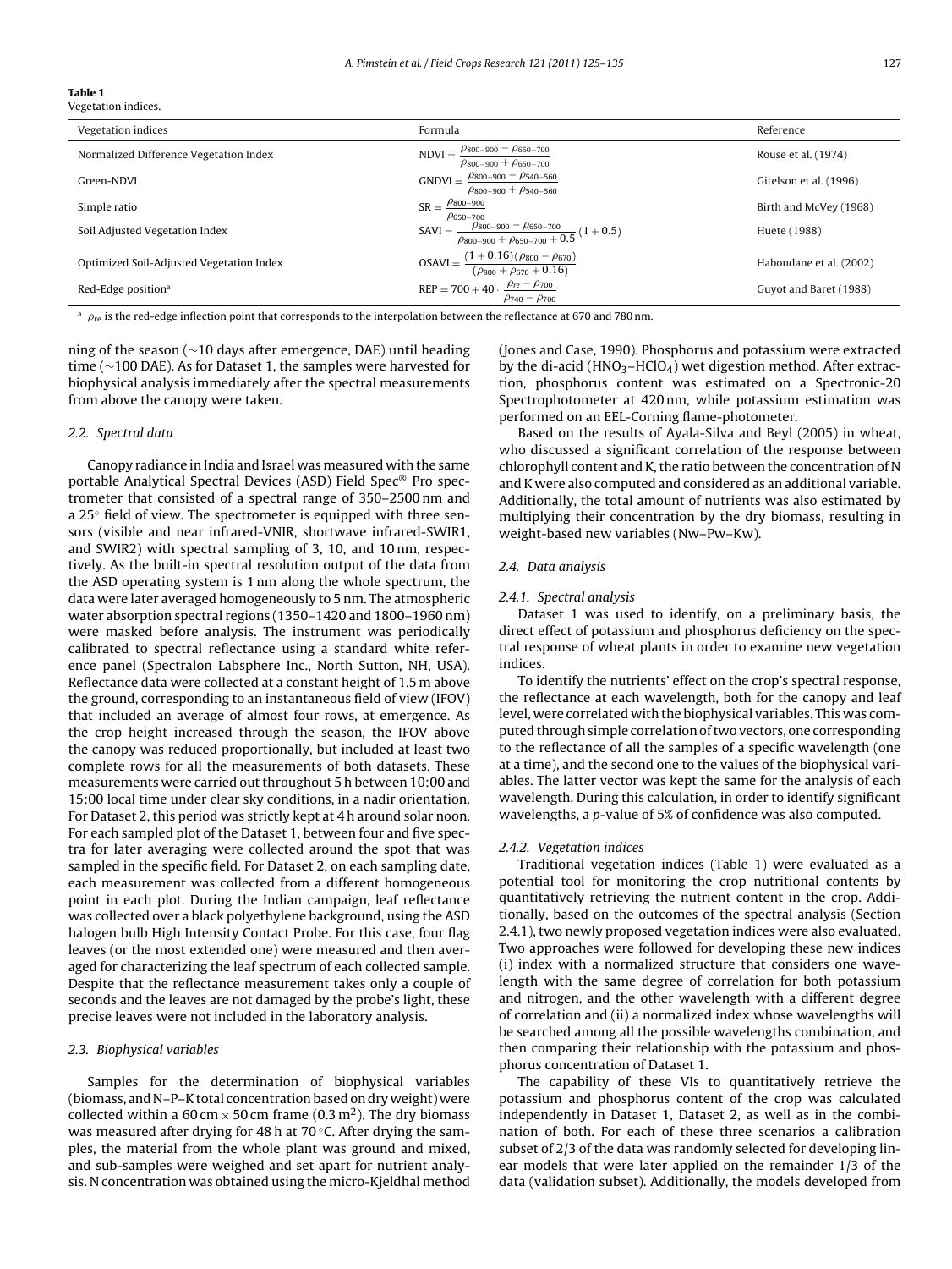**Table 1**
Vegetation indices.

| Vegetation indices | Formula | Reference |
|---|---|---|
| Normalized Difference Vegetation Index | $\text{NDVI} = \dfrac{\rho_{800-900} - \rho_{650-700}}{\rho_{800-900} + \rho_{650-700}}$ | Rouse et al. (1974) |
| Green-NDVI | $\text{GNDVI} = \dfrac{\rho_{800-900} - \rho_{540-560}}{\rho_{800-900} + \rho_{540-560}}$ | Gitelson et al. (1996) |
| Simple ratio | $\text{SR} = \dfrac{\rho_{800-900}}{\rho_{650-700}}$ | Birth and McVey (1968) |
| Soil Adjusted Vegetation Index | $\text{SAVI} = \dfrac{\rho_{800-900} - \rho_{650-700}}{\rho_{800-900} + \rho_{650-700} + 0.5}(1 + 0.5)$ | Huete (1988) |
| Optimized Soil-Adjusted Vegetation Index | $\text{OSAVI} = \dfrac{(1 + 0.16)(\rho_{800} - \rho_{670})}{(\rho_{800} + \rho_{670} + 0.16)}$ | Haboudane et al. (2002) |
| Red-Edge position[a] | $\text{REP} = 700 + 40 \cdot \dfrac{\rho_{re} - \rho_{700}}{\rho_{740} - \rho_{700}}$ | Guyot and Baret (1988) |

[a] $\rho_{re}$ is the red-edge inflection point that corresponds to the interpolation between the reflectance at 670 and 780 nm.

ning of the season (~10 days after emergence, DAE) until heading time (~100 DAE). As for Dataset 1, the samples were harvested for biophysical analysis immediately after the spectral measurements from above the canopy were taken.

### 2.2. Spectral data

Canopy radiance in India and Israel was measured with the same portable Analytical Spectral Devices (ASD) Field Spec® Pro spectrometer that consisted of a spectral range of 350–2500 nm and a 25° field of view. The spectrometer is equipped with three sensors (visible and near infrared-VNIR, shortwave infrared-SWIR1, and SWIR2) with spectral sampling of 3, 10, and 10 nm, respectively. As the built-in spectral resolution output of the data from the ASD operating system is 1 nm along the whole spectrum, the data were later averaged homogeneously to 5 nm. The atmospheric water absorption spectral regions (1350–1420 and 1800–1960 nm) were masked before analysis. The instrument was periodically calibrated to spectral reflectance using a standard white reference panel (Spectralon Labsphere Inc., North Sutton, NH, USA). Reflectance data were collected at a constant height of 1.5 m above the ground, corresponding to an instantaneous field of view (IFOV) that included an average of almost four rows, at emergence. As the crop height increased through the season, the IFOV above the canopy was reduced proportionally, but included at least two complete rows for all the measurements of both datasets. These measurements were carried out throughout 5 h between 10:00 and 15:00 local time under clear sky conditions, in a nadir orientation. For Dataset 2, this period was strictly kept at 4 h around solar noon. For each sampled plot of the Dataset 1, between four and five spectra for later averaging were collected around the spot that was sampled in the specific field. For Dataset 2, on each sampling date, each measurement was collected from a different homogeneous point in each plot. During the Indian campaign, leaf reflectance was collected over a black polyethylene background, using the ASD halogen bulb High Intensity Contact Probe. For this case, four flag leaves (or the most extended one) were measured and then averaged for characterizing the leaf spectrum of each collected sample. Despite that the reflectance measurement takes only a couple of seconds and the leaves are not damaged by the probe's light, these precise leaves were not included in the laboratory analysis.

### 2.3. Biophysical variables

Samples for the determination of biophysical variables (biomass, and N–P–K total concentration based on dry weight) were collected within a 60 cm × 50 cm frame (0.3 m$^2$). The dry biomass was measured after drying for 48 h at 70 °C. After drying the samples, the material from the whole plant was ground and mixed, and sub-samples were weighed and set apart for nutrient analysis. N concentration was obtained using the micro-Kjeldhal method (Jones and Case, 1990). Phosphorus and potassium were extracted by the di-acid ($HNO_3$–$HClO_4$) wet digestion method. After extraction, phosphorus content was estimated on a Spectronic-20 Spectrophotometer at 420 nm, while potassium estimation was performed on an EEL-Corning flame-photometer.

Based on the results of Ayala-Silva and Beyl (2005) in wheat, who discussed a significant correlation of the response between chlorophyll content and K, the ratio between the concentration of N and K were also computed and considered as an additional variable. Additionally, the total amount of nutrients was also estimated by multiplying their concentration by the dry biomass, resulting in weight-based new variables (Nw–Pw–Kw).

### 2.4. Data analysis

#### 2.4.1. Spectral analysis

Dataset 1 was used to identify, on a preliminary basis, the direct effect of potassium and phosphorus deficiency on the spectral response of wheat plants in order to examine new vegetation indices.

To identify the nutrients' effect on the crop's spectral response, the reflectance at each wavelength, both for the canopy and leaf level, were correlated with the biophysical variables. This was computed through simple correlation of two vectors, one corresponding to the reflectance of all the samples of a specific wavelength (one at a time), and the second one to the values of the biophysical variables. The latter vector was kept the same for the analysis of each wavelength. During this calculation, in order to identify significant wavelengths, a *p*-value of 5% of confidence was also computed.

#### 2.4.2. Vegetation indices

Traditional vegetation indices (Table 1) were evaluated as a potential tool for monitoring the crop nutritional contents by quantitatively retrieving the nutrient content in the crop. Additionally, based on the outcomes of the spectral analysis (Section 2.4.1), two newly proposed vegetation indices were also evaluated. Two approaches were followed for developing these new indices (i) index with a normalized structure that considers one wavelength with the same degree of correlation for both potassium and nitrogen, and the other wavelength with a different degree of correlation and (ii) a normalized index whose wavelengths will be searched among all the possible wavelengths combination, and then comparing their relationship with the potassium and phosphorus concentration of Dataset 1.

The capability of these VIs to quantitatively retrieve the potassium and phosphorus content of the crop was calculated independently in Dataset 1, Dataset 2, as well as in the combination of both. For each of these three scenarios a calibration subset of 2/3 of the data was randomly selected for developing linear models that were later applied on the remainder 1/3 of the data (validation subset). Additionally, the models developed from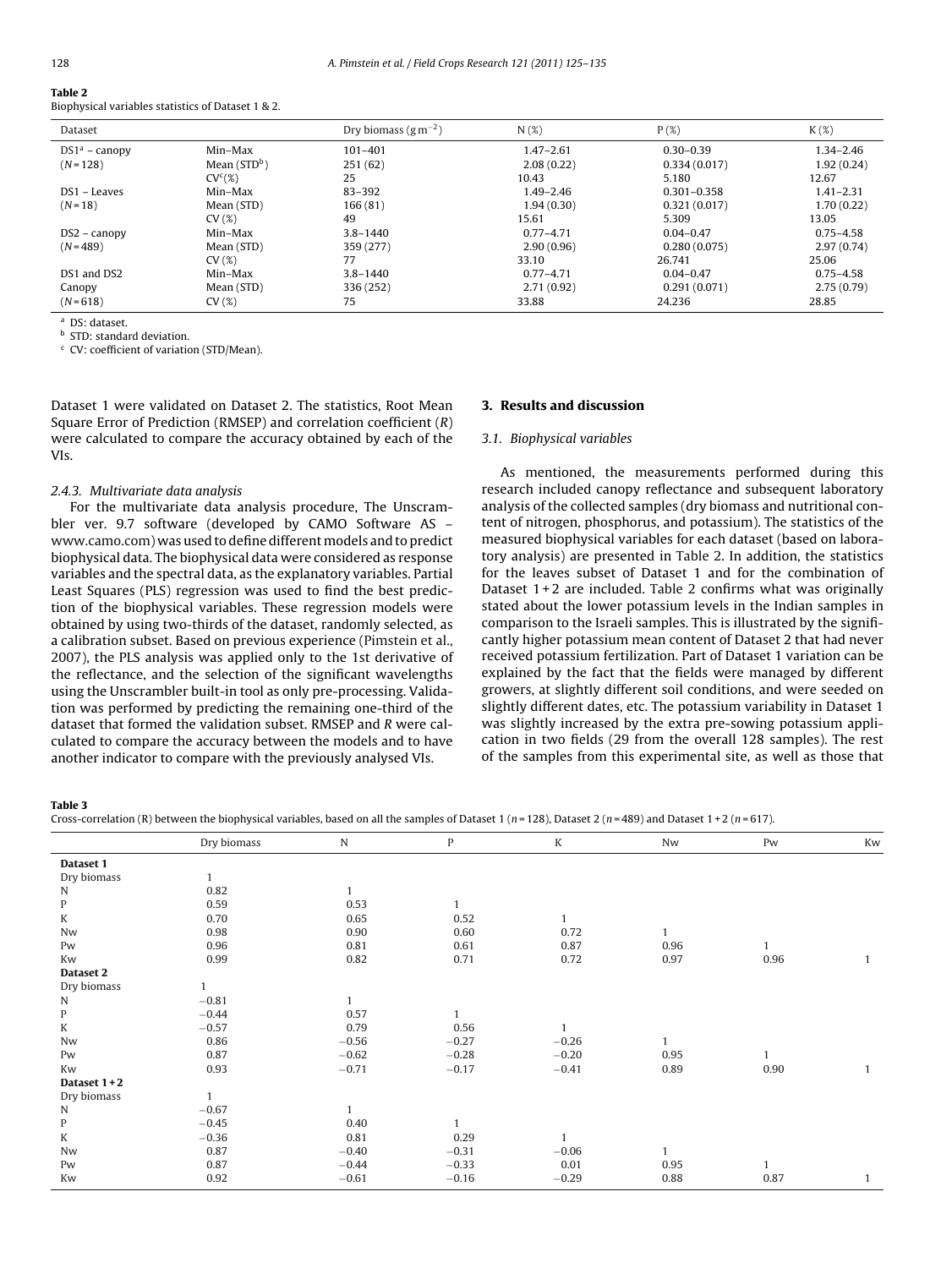**Table 2**
Biophysical variables statistics of Dataset 1 & 2.

| Dataset | | Dry biomass ($g\,m^{-2}$) | N (%) | P (%) | K (%) |
|---|---|---|---|---|---|
| DS1[a] – canopy | Min–Max | 101–401 | 1.47–2.61 | 0.30–0.39 | 1.34–2.46 |
| (N = 128) | Mean (STD[b]) | 251 (62) | 2.08 (0.22) | 0.334 (0.017) | 1.92 (0.24) |
| | CV[c](%) | 25 | 10.43 | 5.180 | 12.67 |
| DS1 – Leaves | Min–Max | 83–392 | 1.49–2.46 | 0.301–0.358 | 1.41–2.31 |
| (N = 18) | Mean (STD) | 166 (81) | 1.94 (0.30) | 0.321 (0.017) | 1.70 (0.22) |
| | CV (%) | 49 | 15.61 | 5.309 | 13.05 |
| DS2 – canopy | Min–Max | 3.8–1440 | 0.77–4.71 | 0.04–0.47 | 0.75–4.58 |
| (N = 489) | Mean (STD) | 359 (277) | 2.90 (0.96) | 0.280 (0.075) | 2.97 (0.74) |
| | CV (%) | 77 | 33.10 | 26.741 | 25.06 |
| DS1 and DS2 | Min–Max | 3.8–1440 | 0.77–4.71 | 0.04–0.47 | 0.75–4.58 |
| Canopy | Mean (STD) | 336 (252) | 2.71 (0.92) | 0.291 (0.071) | 2.75 (0.79) |
| (N = 618) | CV (%) | 75 | 33.88 | 24.236 | 28.85 |

[a] DS: dataset.
[b] STD: standard deviation.
[c] CV: coefficient of variation (STD/Mean).

Dataset 1 were validated on Dataset 2. The statistics, Root Mean Square Error of Prediction (RMSEP) and correlation coefficient (*R*) were calculated to compare the accuracy obtained by each of the VIs.

#### 2.4.3. Multivariate data analysis

For the multivariate data analysis procedure, The Unscrambler ver. 9.7 software (developed by CAMO Software AS – www.camo.com) was used to define different models and to predict biophysical data. The biophysical data were considered as response variables and the spectral data, as the explanatory variables. Partial Least Squares (PLS) regression was used to find the best prediction of the biophysical variables. These regression models were obtained by using two-thirds of the dataset, randomly selected, as a calibration subset. Based on previous experience (Pimstein et al., 2007), the PLS analysis was applied only to the 1st derivative of the reflectance, and the selection of the significant wavelengths using the Unscrambler built-in tool as only pre-processing. Validation was performed by predicting the remaining one-third of the dataset that formed the validation subset. RMSEP and *R* were calculated to compare the accuracy between the models and to have another indicator to compare with the previously analysed VIs.

## 3. Results and discussion

### 3.1. Biophysical variables

As mentioned, the measurements performed during this research included canopy reflectance and subsequent laboratory analysis of the collected samples (dry biomass and nutritional content of nitrogen, phosphorus, and potassium). The statistics of the measured biophysical variables for each dataset (based on laboratory analysis) are presented in Table 2. In addition, the statistics for the leaves subset of Dataset 1 and for the combination of Dataset 1 + 2 are included. Table 2 confirms what was originally stated about the lower potassium levels in the Indian samples in comparison to the Israeli samples. This is illustrated by the significantly higher potassium mean content of Dataset 2 that had never received potassium fertilization. Part of Dataset 1 variation can be explained by the fact that the fields were managed by different growers, at slightly different soil conditions, and were seeded on slightly different dates, etc. The potassium variability in Dataset 1 was slightly increased by the extra pre-sowing potassium application in two fields (29 from the overall 128 samples). The rest of the samples from this experimental site, as well as those that

**Table 3**
Cross-correlation (R) between the biophysical variables, based on all the samples of Dataset 1 (*n* = 128), Dataset 2 (*n* = 489) and Dataset 1 + 2 (*n* = 617).

| | Dry biomass | N | P | K | Nw | Pw | Kw |
|---|---|---|---|---|---|---|---|
| **Dataset 1** | | | | | | | |
| Dry biomass | 1 | | | | | | |
| N | 0.82 | 1 | | | | | |
| P | 0.59 | 0.53 | 1 | | | | |
| K | 0.70 | 0.65 | 0.52 | 1 | | | |
| Nw | 0.98 | 0.90 | 0.60 | 0.72 | 1 | | |
| Pw | 0.96 | 0.81 | 0.61 | 0.87 | 0.96 | 1 | |
| Kw | 0.99 | 0.82 | 0.71 | 0.72 | 0.97 | 0.96 | 1 |
| **Dataset 2** | | | | | | | |
| Dry biomass | 1 | | | | | | |
| N | −0.81 | 1 | | | | | |
| P | −0.44 | 0.57 | 1 | | | | |
| K | −0.57 | 0.79 | 0.56 | 1 | | | |
| Nw | 0.86 | −0.56 | −0.27 | −0.26 | 1 | | |
| Pw | 0.87 | −0.62 | −0.28 | −0.20 | 0.95 | 1 | |
| Kw | 0.93 | −0.71 | −0.17 | −0.41 | 0.89 | 0.90 | 1 |
| **Dataset 1 + 2** | | | | | | | |
| Dry biomass | 1 | | | | | | |
| N | −0.67 | 1 | | | | | |
| P | −0.45 | 0.40 | 1 | | | | |
| K | −0.36 | 0.81 | 0.29 | 1 | | | |
| Nw | 0.87 | −0.40 | −0.31 | −0.06 | 1 | | |
| Pw | 0.87 | −0.44 | −0.33 | 0.01 | 0.95 | 1 | |
| Kw | 0.92 | −0.61 | −0.16 | −0.29 | 0.88 | 0.87 | 1 |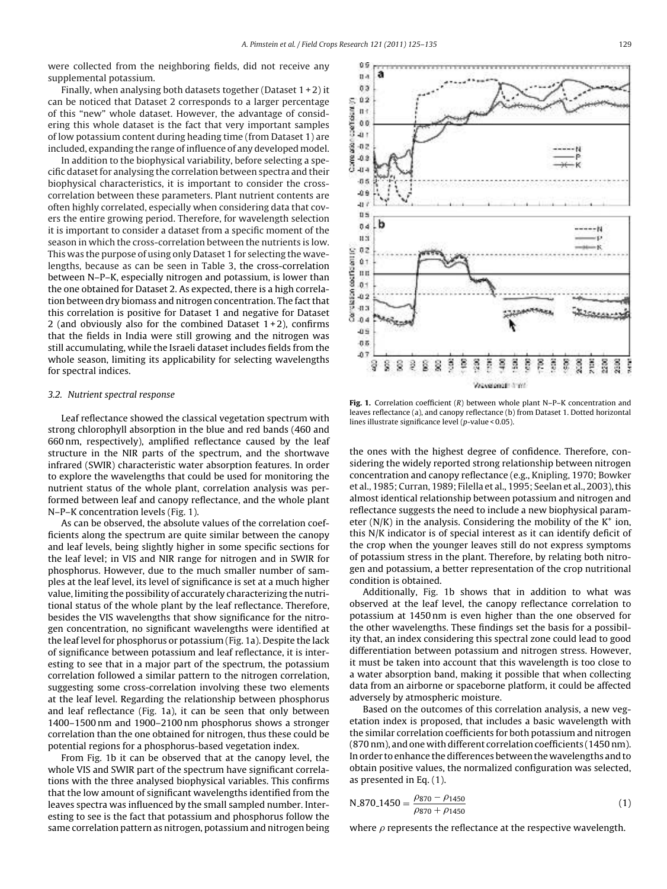were collected from the neighboring fields, did not receive any supplemental potassium.

Finally, when analysing both datasets together (Dataset 1 + 2) it can be noticed that Dataset 2 corresponds to a larger percentage of this "new" whole dataset. However, the advantage of considering this whole dataset is the fact that very important samples of low potassium content during heading time (from Dataset 1) are included, expanding the range of influence of any developed model.

In addition to the biophysical variability, before selecting a specific dataset for analysing the correlation between spectra and their biophysical characteristics, it is important to consider the cross-correlation between these parameters. Plant nutrient contents are often highly correlated, especially when considering data that covers the entire growing period. Therefore, for wavelength selection it is important to consider a dataset from a specific moment of the season in which the cross-correlation between the nutrients is low. This was the purpose of using only Dataset 1 for selecting the wavelengths, because as can be seen in Table 3, the cross-correlation between N–P–K, especially nitrogen and potassium, is lower than the one obtained for Dataset 2. As expected, there is a high correlation between dry biomass and nitrogen concentration. The fact that this correlation is positive for Dataset 1 and negative for Dataset 2 (and obviously also for the combined Dataset 1 + 2), confirms that the fields in India were still growing and the nitrogen was still accumulating, while the Israeli dataset includes fields from the whole season, limiting its applicability for selecting wavelengths for spectral indices.

### 3.2. Nutrient spectral response

Leaf reflectance showed the classical vegetation spectrum with strong chlorophyll absorption in the blue and red bands (460 and 660 nm, respectively), amplified reflectance caused by the leaf structure in the NIR parts of the spectrum, and the shortwave infrared (SWIR) characteristic water absorption features. In order to explore the wavelengths that could be used for monitoring the nutrient status of the whole plant, correlation analysis was performed between leaf and canopy reflectance, and the whole plant N–P–K concentration levels (Fig. 1).

As can be observed, the absolute values of the correlation coefficients along the spectrum are quite similar between the canopy and leaf levels, being slightly higher in some specific sections for the leaf level; in VIS and NIR range for nitrogen and in SWIR for phosphorus. However, due to the much smaller number of samples at the leaf level, its level of significance is set at a much higher value, limiting the possibility of accurately characterizing the nutritional status of the whole plant by the leaf reflectance. Therefore, besides the VIS wavelengths that show significance for the nitrogen concentration, no significant wavelengths were identified at the leaf level for phosphorus or potassium (Fig. 1a). Despite the lack of significance between potassium and leaf reflectance, it is interesting to see that in a major part of the spectrum, the potassium correlation followed a similar pattern to the nitrogen correlation, suggesting some cross-correlation involving these two elements at the leaf level. Regarding the relationship between phosphorus and leaf reflectance (Fig. 1a), it can be seen that only between 1400–1500 nm and 1900–2100 nm phosphorus shows a stronger correlation than the one obtained for nitrogen, thus these could be potential regions for a phosphorus-based vegetation index.

From Fig. 1b it can be observed that at the canopy level, the whole VIS and SWIR part of the spectrum have significant correlations with the three analysed biophysical variables. This confirms that the low amount of significant wavelengths identified from the leaves spectra was influenced by the small sampled number. Interesting to see is the fact that potassium and phosphorus follow the same correlation pattern as nitrogen, potassium and nitrogen being the ones with the highest degree of confidence. Therefore, considering the widely reported strong relationship between nitrogen concentration and canopy reflectance (e.g., Knipling, 1970; Bowker et al., 1985; Curran, 1989; Filella et al., 1995; Seelan et al., 2003), this almost identical relationship between potassium and nitrogen and reflectance suggests the need to include a new biophysical parameter (N/K) in the analysis. Considering the mobility of the $K^+$ ion, this N/K indicator is of special interest as it can identify deficit of the crop when the younger leaves still do not express symptoms of potassium stress in the plant. Therefore, by relating both nitrogen and potassium, a better representation of the crop nutritional condition is obtained.

**Fig. 1.** Correlation coefficient ($R$) between whole plant N–P–K concentration and leaves reflectance (a), and canopy reflectance (b) from Dataset 1. Dotted horizontal lines illustrate significance level ($p$-value < 0.05).

Additionally, Fig. 1b shows that in addition to what was observed at the leaf level, the canopy reflectance correlation to potassium at 1450 nm is even higher than the one observed for the other wavelengths. These findings set the basis for a possibility that, an index considering this spectral zone could lead to good differentiation between potassium and nitrogen stress. However, it must be taken into account that this wavelength is too close to a water absorption band, making it possible that when collecting data from an airborne or spaceborne platform, it could be affected adversely by atmospheric moisture.

Based on the outcomes of this correlation analysis, a new vegetation index is proposed, that includes a basic wavelength with the similar correlation coefficients for both potassium and nitrogen (870 nm), and one with different correlation coefficients (1450 nm). In order to enhance the differences between the wavelengths and to obtain positive values, the normalized configuration was selected, as presented in Eq. (1).

$$\text{N\_870\_1450} = \frac{\rho_{870} - \rho_{1450}}{\rho_{870} + \rho_{1450}} \tag{1}$$

where $\rho$ represents the reflectance at the respective wavelength.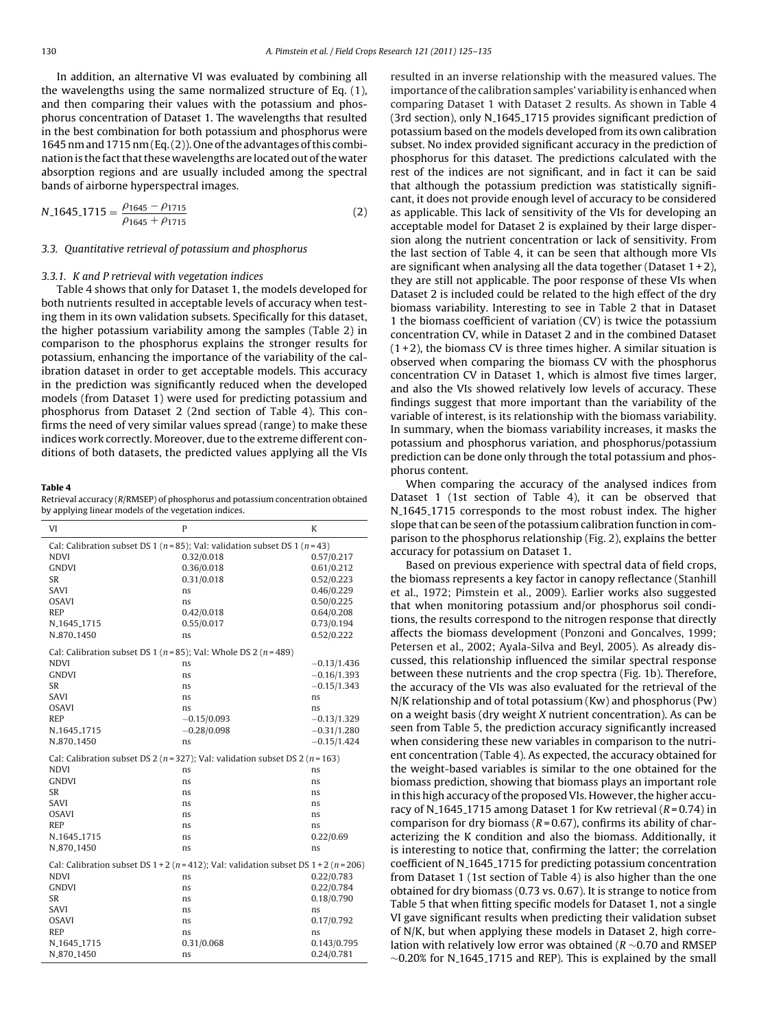In addition, an alternative VI was evaluated by combining all the wavelengths using the same normalized structure of Eq. (1), and then comparing their values with the potassium and phosphorus concentration of Dataset 1. The wavelengths that resulted in the best combination for both potassium and phosphorus were 1645 nm and 1715 nm (Eq. (2)). One of the advantages of this combination is the fact that these wavelengths are located out of the water absorption regions and are usually included among the spectral bands of airborne hyperspectral images.

$$N\_1645\_1715 = \frac{\rho_{1645} - \rho_{1715}}{\rho_{1645} + \rho_{1715}} \tag{2}$$

### 3.3. Quantitative retrieval of potassium and phosphorus

#### 3.3.1. K and P retrieval with vegetation indices

Table 4 shows that only for Dataset 1, the models developed for both nutrients resulted in acceptable levels of accuracy when testing them in its own validation subsets. Specifically for this dataset, the higher potassium variability among the samples (Table 2) in comparison to the phosphorus explains the stronger results for potassium, enhancing the importance of the variability of the calibration dataset in order to get acceptable models. This accuracy in the prediction was significantly reduced when the developed models (from Dataset 1) were used for predicting potassium and phosphorus from Dataset 2 (2nd section of Table 4). This confirms the need of very similar values spread (range) to make these indices work correctly. Moreover, due to the extreme different conditions of both datasets, the predicted values applying all the VIs resulted in an inverse relationship with the measured values. The importance of the calibration samples' variability is enhanced when comparing Dataset 1 with Dataset 2 results. As shown in Table 4 (3rd section), only N_1645_1715 provides significant prediction of potassium based on the models developed from its own calibration subset. No index provided significant accuracy in the prediction of phosphorus for this dataset. The predictions calculated with the rest of the indices are not significant, and in fact it can be said that although the potassium prediction was statistically significant, it does not provide enough level of accuracy to be considered as applicable. This lack of sensitivity of the VIs for developing an acceptable model for Dataset 2 is explained by their large dispersion along the nutrient concentration or lack of sensitivity. From the last section of Table 4, it can be seen that although more VIs are significant when analysing all the data together (Dataset 1 + 2), they are still not applicable. The poor response of these VIs when Dataset 2 is included could be related to the high effect of the dry biomass variability. Interesting to see in Table 2 that in Dataset 1 the biomass coefficient of variation (CV) is twice the potassium concentration CV, while in Dataset 2 and in the combined Dataset (1 + 2), the biomass CV is three times higher. A similar situation is observed when comparing the biomass CV with the phosphorus concentration CV in Dataset 1, which is almost five times larger, and also the VIs showed relatively low levels of accuracy. These findings suggest that more important than the variability of the variable of interest, is its relationship with the biomass variability. In summary, when the biomass variability increases, it masks the potassium and phosphorus variation, and phosphorus/potassium prediction can be done only through the total potassium and phosphorus content.

**Table 4**
Retrieval accuracy (*R*/RMSEP) of phosphorus and potassium concentration obtained by applying linear models of the vegetation indices.

| VI | P | K |
|---|---|---|
| Cal: Calibration subset DS 1 ($n$ = 85); Val: validation subset DS 1 ($n$ = 43) | | |
| NDVI | 0.32/0.018 | 0.57/0.217 |
| GNDVI | 0.36/0.018 | 0.61/0.212 |
| SR | 0.31/0.018 | 0.52/0.223 |
| SAVI | ns | 0.46/0.229 |
| OSAVI | ns | 0.50/0.225 |
| REP | 0.42/0.018 | 0.64/0.208 |
| N_1645_1715 | 0.55/0.017 | 0.73/0.194 |
| N_870_1450 | ns | 0.52/0.222 |
| Cal: Calibration subset DS 1 ($n$ = 85); Val: Whole DS 2 ($n$ = 489) | | |
| NDVI | ns | −0.13/1.436 |
| GNDVI | ns | −0.16/1.393 |
| SR | ns | −0.15/1.343 |
| SAVI | ns | ns |
| OSAVI | ns | ns |
| REP | −0.15/0.093 | −0.13/1.329 |
| N_1645_1715 | −0.28/0.098 | −0.31/1.280 |
| N_870_1450 | ns | −0.15/1.424 |
| Cal: Calibration subset DS 2 ($n$ = 327); Val: validation subset DS 2 ($n$ = 163) | | |
| NDVI | ns | ns |
| GNDVI | ns | ns |
| SR | ns | ns |
| SAVI | ns | ns |
| OSAVI | ns | ns |
| REP | ns | ns |
| N_1645_1715 | ns | 0.22/0.69 |
| N_870_1450 | ns | ns |
| Cal: Calibration subset DS 1 + 2 ($n$ = 412); Val: validation subset DS 1 + 2 ($n$ = 206) | | |
| NDVI | ns | 0.22/0.783 |
| GNDVI | ns | 0.22/0.784 |
| SR | ns | 0.18/0.790 |
| SAVI | ns | ns |
| OSAVI | ns | 0.17/0.792 |
| REP | ns | ns |
| N_1645_1715 | 0.31/0.068 | 0.143/0.795 |
| N_870_1450 | ns | 0.24/0.781 |

When comparing the accuracy of the analysed indices from Dataset 1 (1st section of Table 4), it can be observed that N_1645_1715 corresponds to the most robust index. The higher slope that can be seen of the potassium calibration function in comparison to the phosphorus relationship (Fig. 2), explains the better accuracy for potassium on Dataset 1.

Based on previous experience with spectral data of field crops, the biomass represents a key factor in canopy reflectance (Stanhill et al., 1972; Pimstein et al., 2009). Earlier works also suggested that when monitoring potassium and/or phosphorus soil conditions, the results correspond to the nitrogen response that directly affects the biomass development (Ponzoni and Goncalves, 1999; Petersen et al., 2002; Ayala-Silva and Beyl, 2005). As already discussed, this relationship influenced the similar spectral response between these nutrients and the crop spectra (Fig. 1b). Therefore, the accuracy of the VIs was also evaluated for the retrieval of the N/K relationship and of total potassium (Kw) and phosphorus (Pw) on a weight basis (dry weight *X* nutrient concentration). As can be seen from Table 5, the prediction accuracy significantly increased when considering these new variables in comparison to the nutrient concentration (Table 4). As expected, the accuracy obtained for the weight-based variables is similar to the one obtained for the biomass prediction, showing that biomass plays an important role in this high accuracy of the proposed VIs. However, the higher accuracy of N_1645_1715 among Dataset 1 for Kw retrieval ($R$ = 0.74) in comparison for dry biomass ($R$ = 0.67), confirms its ability of characterizing the K condition and also the biomass. Additionally, it is interesting to notice that, confirming the latter; the correlation coefficient of N_1645_1715 for predicting potassium concentration from Dataset 1 (1st section of Table 4) is also higher than the one obtained for dry biomass (0.73 vs. 0.67). It is strange to notice from Table 5 that when fitting specific models for Dataset 1, not a single VI gave significant results when predicting their validation subset of N/K, but when applying these models in Dataset 2, high correlation with relatively low error was obtained ($R$ ∼0.70 and RMSEP ∼0.20% for N_1645_1715 and REP). This is explained by the small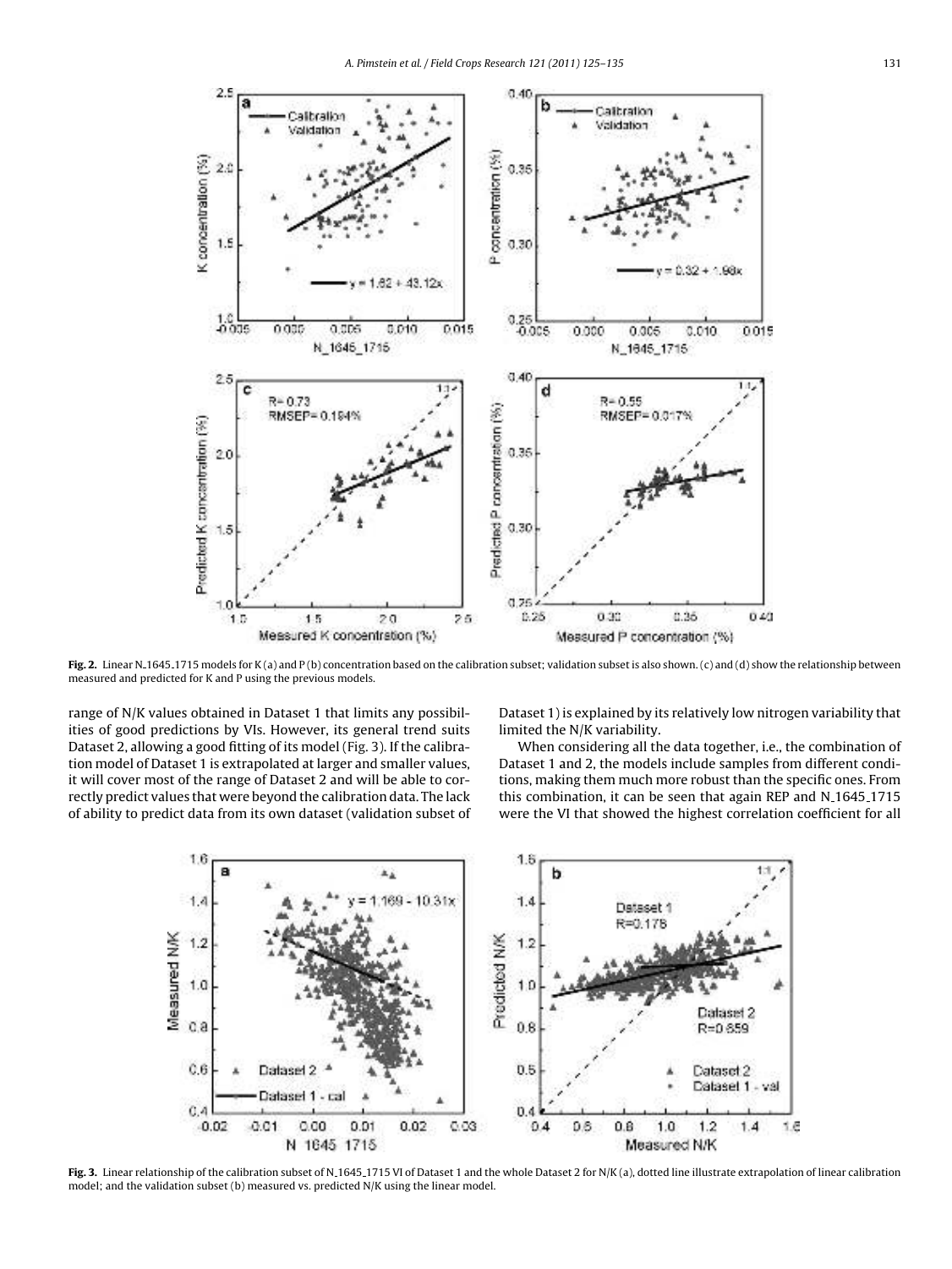**Fig. 2.** Linear N_1645_1715 models for K (a) and P (b) concentration based on the calibration subset; validation subset is also shown. (c) and (d) show the relationship between measured and predicted for K and P using the previous models.

range of N/K values obtained in Dataset 1 that limits any possibilities of good predictions by VIs. However, its general trend suits Dataset 2, allowing a good fitting of its model (Fig. 3). If the calibration model of Dataset 1 is extrapolated at larger and smaller values, it will cover most of the range of Dataset 2 and will be able to correctly predict values that were beyond the calibration data. The lack of ability to predict data from its own dataset (validation subset of Dataset 1) is explained by its relatively low nitrogen variability that limited the N/K variability.

When considering all the data together, i.e., the combination of Dataset 1 and 2, the models include samples from different conditions, making them much more robust than the specific ones. From this combination, it can be seen that again REP and N_1645_1715 were the VI that showed the highest correlation coefficient for all

**Fig. 3.** Linear relationship of the calibration subset of N_1645_1715 VI of Dataset 1 and the whole Dataset 2 for N/K (a), dotted line illustrate extrapolation of linear calibration model; and the validation subset (b) measured vs. predicted N/K using the linear model.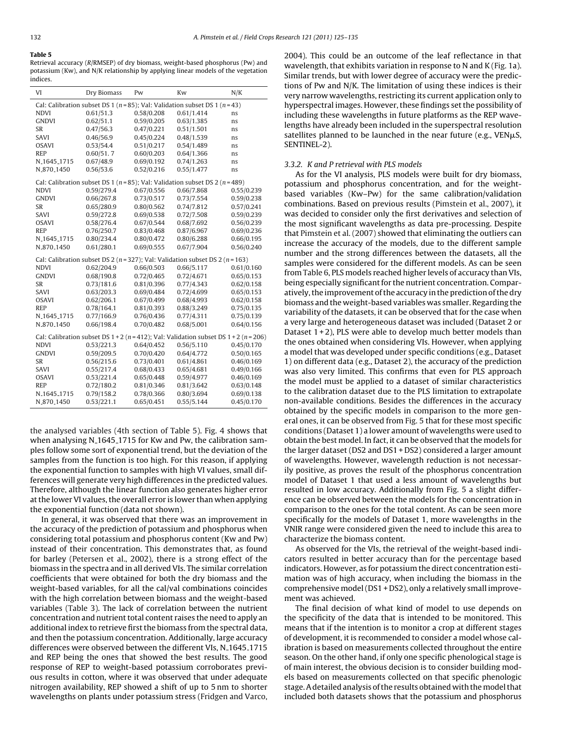**Table 5**
Retrieval accuracy (R/RMSEP) of dry biomass, weight-based phosphorus (Pw) and potassium (Kw), and N/K relationship by applying linear models of the vegetation indices.

| VI | Dry Biomass | Pw | Kw | N/K |
|---|---|---|---|---|
| Cal: Calibration subset DS 1 ($n$ = 85); Val: Validation subset DS 1 ($n$ = 43) | | | | |
| NDVI | 0.61/51.3 | 0.58/0.208 | 0.61/1.414 | ns |
| GNDVI | 0.62/51.1 | 0.59/0.205 | 0.63/1.385 | ns |
| SR | 0.47/56.3 | 0.47/0.221 | 0.51/1.501 | ns |
| SAVI | 0.46/56.9 | 0.45/0.224 | 0.48/1.539 | ns |
| OSAVI | 0.53/54.4 | 0.51/0.217 | 0.54/1.489 | ns |
| REP | 0.60/51. 7 | 0.60/0.203 | 0.64/1.366 | ns |
| N_1645_1715 | 0.67/48.9 | 0.69/0.192 | 0.74/1.263 | ns |
| N_870_1450 | 0.56/53.6 | 0.52/0.216 | 0.55/1.477 | ns |
| Cal: Calibration subset DS 1 ($n$ = 85); Val: Validation subset DS 2 ($n$ = 489) | | | | |
| NDVI | 0.59/279.4 | 0.67/0.556 | 0.66/7.868 | 0.55/0.239 |
| GNDVI | 0.66/267.8 | 0.73/0.517 | 0.73/7.554 | 0.59/0.238 |
| SR | 0.65/280.9 | 0.80/0.562 | 0.74/7.812 | 0.57/0.241 |
| SAVI | 0.59/272.8 | 0.69/0.538 | 0.72/7.508 | 0.59/0.239 |
| OSAVI | 0.58/276.4 | 0.67/0.544 | 0.68/7.692 | 0.56/0.239 |
| REP | 0.76/250.7 | 0.83/0.468 | 0.87/6.967 | 0.69/0.236 |
| N_1645_1715 | 0.80/234.4 | 0.80/0.472 | 0.80/6.288 | 0.66/0.195 |
| N_870_1450 | 0.61/280.1 | 0.69/0.555 | 0.67/7.904 | 0.56/0.240 |
| Cal: Calibration subset DS 2 ($n$ = 327); Val: Validation subset DS 2 ($n$ = 163) | | | | |
| NDVI | 0.62/204.9 | 0.66/0.503 | 0.66/5.117 | 0.61/0.160 |
| GNDVI | 0.68/190.8 | 0.72/0.465 | 0.72/4.671 | 0.65/0.153 |
| SR | 0.73/181.6 | 0.81/0.396 | 0.77/4.343 | 0.62/0.158 |
| SAVI | 0.63/203.3 | 0.69/0.484 | 0.72/4.699 | 0.65/0.153 |
| OSAVI | 0.62/206.1 | 0.67/0.499 | 0.68/4.993 | 0.62/0.158 |
| REP | 0.78/164.1 | 0.81/0.393 | 0.88/3.249 | 0.75/0.135 |
| N_1645_1715 | 0.77/166.9 | 0.76/0.436 | 0.77/4.311 | 0.75/0.139 |
| N_870_1450 | 0.66/198.4 | 0.70/0.482 | 0.68/5.001 | 0.64/0.156 |
| Cal: Calibration subset DS 1 + 2 ($n$ = 412); Val: Validation subset DS 1 + 2 ($n$ = 206) | | | | |
| NDVI | 0.53/221.3 | 0.64/0.452 | 0.56/5.110 | 0.45/0.170 |
| GNDVI | 0.59/209.5 | 0.70/0.420 | 0.64/4.772 | 0.50/0.165 |
| SR | 0.56/215.6 | 0.73/0.401 | 0.61/4.861 | 0.46/0.169 |
| SAVI | 0.55/217.4 | 0.68/0.433 | 0.65/4.681 | 0.49/0.166 |
| OSAVI | 0.53/221.4 | 0.65/0.448 | 0.59/4.977 | 0.46/0.169 |
| REP | 0.72/180.2 | 0.81/0.346 | 0.81/3.642 | 0.63/0.148 |
| N_1645_1715 | 0.79/158.2 | 0.78/0.366 | 0.80/3.694 | 0.69/0.138 |
| N_870_1450 | 0.53/221.1 | 0.65/0.451 | 0.55/5.144 | 0.45/0.170 |

the analysed variables (4th section of Table 5). Fig. 4 shows that when analysing N_1645_1715 for Kw and Pw, the calibration samples follow some sort of exponential trend, but the deviation of the samples from the function is too high. For this reason, if applying the exponential function to samples with high VI values, small differences will generate very high differences in the predicted values. Therefore, although the linear function also generates higher error at the lower VI values, the overall error is lower than when applying the exponential function (data not shown).

In general, it was observed that there was an improvement in the accuracy of the prediction of potassium and phosphorus when considering total potassium and phosphorus content (Kw and Pw) instead of their concentration. This demonstrates that, as found for barley (Petersen et al., 2002), there is a strong effect of the biomass in the spectra and in all derived VIs. The similar correlation coefficients that were obtained for both the dry biomass and the weight-based variables, for all the cal/val combinations coincides with the high correlation between biomass and the weight-based variables (Table 3). The lack of correlation between the nutrient concentration and nutrient total content raises the need to apply an additional index to retrieve first the biomass from the spectral data, and then the potassium concentration. Additionally, large accuracy differences were observed between the different VIs, N_1645_1715 and REP being the ones that showed the best results. The good response of REP to weight-based potassium corroborates previous results in cotton, where it was observed that under adequate nitrogen availability, REP showed a shift of up to 5 nm to shorter wavelengths on plants under potassium stress (Fridgen and Varco, 2004). This could be an outcome of the leaf reflectance in that wavelength, that exhibits variation in response to N and K (Fig. 1a). Similar trends, but with lower degree of accuracy were the predictions of Pw and N/K. The limitation of using these indices is their very narrow wavelengths, restricting its current application only to hyperspectral images. However, these findings set the possibility of including these wavelengths in future platforms as the REP wavelengths have already been included in the superspectral resolution satellites planned to be launched in the near future (e.g., VENμS, SENTINEL-2).

### 3.3.2. K and P retrieval with PLS models

As for the VI analysis, PLS models were built for dry biomass, potassium and phosphorus concentration, and for the weight-based variables (Kw–Pw) for the same calibration/validation combinations. Based on previous results (Pimstein et al., 2007), it was decided to consider only the first derivatives and selection of the most significant wavelengths as data pre-processing. Despite that Pimstein et al. (2007) showed that eliminating the outliers can increase the accuracy of the models, due to the different sample number and the strong differences between the datasets, all the samples were considered for the different models. As can be seen from Table 6, PLS models reached higher levels of accuracy than VIs, being especially significant for the nutrient concentration. Comparatively, the improvement of the accuracy in the prediction of the dry biomass and the weight-based variables was smaller. Regarding the variability of the datasets, it can be observed that for the case when a very large and heterogeneous dataset was included (Dataset 2 or Dataset 1 + 2), PLS were able to develop much better models than the ones obtained when considering VIs. However, when applying a model that was developed under specific conditions (e.g., Dataset 1) on different data (e.g., Dataset 2), the accuracy of the prediction was also very limited. This confirms that even for PLS approach the model must be applied to a dataset of similar characteristics to the calibration dataset due to the PLS limitation to extrapolate non-available conditions. Besides the differences in the accuracy obtained by the specific models in comparison to the more general ones, it can be observed from Fig. 5 that for these most specific conditions (Dataset 1) a lower amount of wavelengths were used to obtain the best model. In fact, it can be observed that the models for the larger dataset (DS2 and DS1 + DS2) considered a larger amount of wavelengths. However, wavelength reduction is not necessarily positive, as proves the result of the phosphorus concentration model of Dataset 1 that used a less amount of wavelengths but resulted in low accuracy. Additionally from Fig. 5 a slight difference can be observed between the models for the concentration in comparison to the ones for the total content. As can be seen more specifically for the models of Dataset 1, more wavelengths in the VNIR range were considered given the need to include this area to characterize the biomass content.

As observed for the VIs, the retrieval of the weight-based indicators resulted in better accuracy than for the percentage based indicators. However, as for potassium the direct concentration estimation was of high accuracy, when including the biomass in the comprehensive model (DS1 + DS2), only a relatively small improvement was achieved.

The final decision of what kind of model to use depends on the specificity of the data that is intended to be monitored. This means that if the intention is to monitor a crop at different stages of development, it is recommended to consider a model whose calibration is based on measurements collected throughout the entire season. On the other hand, if only one specific phenological stage is of main interest, the obvious decision is to consider building models based on measurements collected on that specific phenologic stage. A detailed analysis of the results obtained with the model that included both datasets shows that the potassium and phosphorus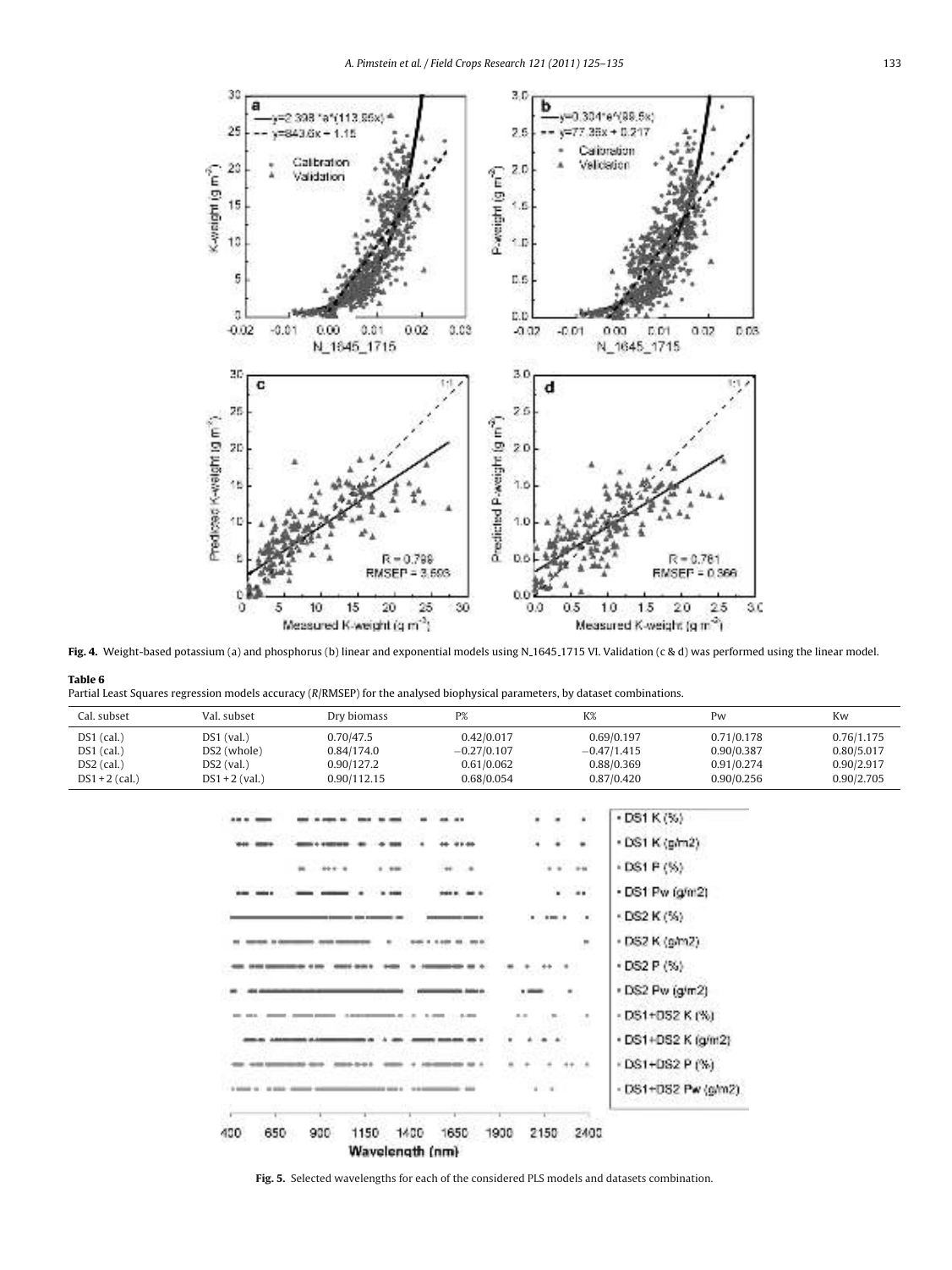**Fig. 4.** Weight-based potassium (a) and phosphorus (b) linear and exponential models using N_1645_1715 VI. Validation (c & d) was performed using the linear model.

**Table 6**
Partial Least Squares regression models accuracy (*R*/RMSEP) for the analysed biophysical parameters, by dataset combinations.

| Cal. subset | Val. subset | Dry biomass | P% | K% | Pw | Kw |
|---|---|---|---|---|---|---|
| DS1 (cal.) | DS1 (val.) | 0.70/47.5 | 0.42/0.017 | 0.69/0.197 | 0.71/0.178 | 0.76/1.175 |
| DS1 (cal.) | DS2 (whole) | 0.84/174.0 | −0.27/0.107 | −0.47/1.415 | 0.90/0.387 | 0.80/5.017 |
| DS2 (cal.) | DS2 (val.) | 0.90/127.2 | 0.61/0.062 | 0.88/0.369 | 0.91/0.274 | 0.90/2.917 |
| DS1 + 2 (cal.) | DS1 + 2 (val.) | 0.90/112.15 | 0.68/0.054 | 0.87/0.420 | 0.90/0.256 | 0.90/2.705 |

**Fig. 5.** Selected wavelengths for each of the considered PLS models and datasets combination.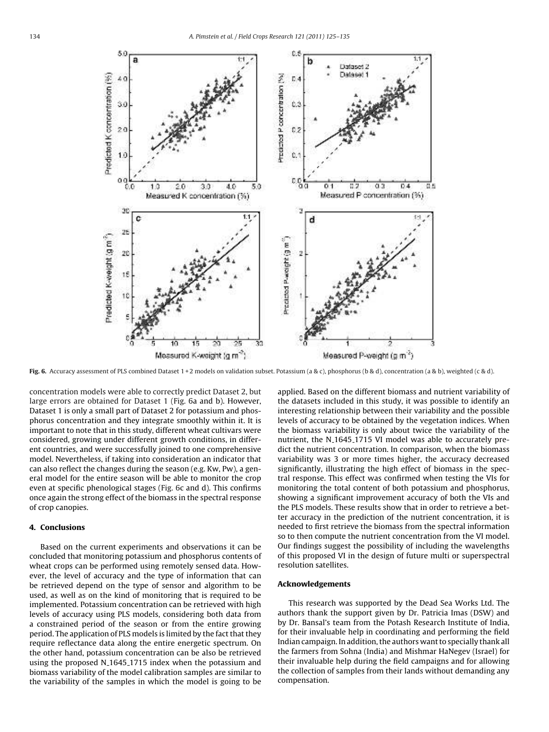Fig. 6. Accuracy assessment of PLS combined Dataset 1 + 2 models on validation subset. Potassium (a & c), phosphorus (b & d), concentration (a & b), weighted (c & d).

concentration models were able to correctly predict Dataset 2, but large errors are obtained for Dataset 1 (Fig. 6a and b). However, Dataset 1 is only a small part of Dataset 2 for potassium and phosphorus concentration and they integrate smoothly within it. It is important to note that in this study, different wheat cultivars were considered, growing under different growth conditions, in different countries, and were successfully joined to one comprehensive model. Nevertheless, if taking into consideration an indicator that can also reflect the changes during the season (e.g. Kw, Pw), a general model for the entire season will be able to monitor the crop even at specific phenological stages (Fig. 6c and d). This confirms once again the strong effect of the biomass in the spectral response of crop canopies.

## 4. Conclusions

Based on the current experiments and observations it can be concluded that monitoring potassium and phosphorus contents of wheat crops can be performed using remotely sensed data. However, the level of accuracy and the type of information that can be retrieved depend on the type of sensor and algorithm to be used, as well as on the kind of monitoring that is required to be implemented. Potassium concentration can be retrieved with high levels of accuracy using PLS models, considering both data from a constrained period of the season or from the entire growing period. The application of PLS models is limited by the fact that they require reflectance data along the entire energetic spectrum. On the other hand, potassium concentration can be also be retrieved using the proposed N_1645_1715 index when the potassium and biomass variability of the model calibration samples are similar to the variability of the samples in which the model is going to be applied. Based on the different biomass and nutrient variability of the datasets included in this study, it was possible to identify an interesting relationship between their variability and the possible levels of accuracy to be obtained by the vegetation indices. When the biomass variability is only about twice the variability of the nutrient, the N_1645_1715 VI model was able to accurately predict the nutrient concentration. In comparison, when the biomass variability was 3 or more times higher, the accuracy decreased significantly, illustrating the high effect of biomass in the spectral response. This effect was confirmed when testing the VIs for monitoring the total content of both potassium and phosphorus, showing a significant improvement accuracy of both the VIs and the PLS models. These results show that in order to retrieve a better accuracy in the prediction of the nutrient concentration, it is needed to first retrieve the biomass from the spectral information so to then compute the nutrient concentration from the VI model. Our findings suggest the possibility of including the wavelengths of this proposed VI in the design of future multi or superspectral resolution satellites.

## Acknowledgements

This research was supported by the Dead Sea Works Ltd. The authors thank the support given by Dr. Patricia Imas (DSW) and by Dr. Bansal's team from the Potash Research Institute of India, for their invaluable help in coordinating and performing the field Indian campaign. In addition, the authors want to specially thank all the farmers from Sohna (India) and Mishmar HaNegev (Israel) for their invaluable help during the field campaigns and for allowing the collection of samples from their lands without demanding any compensation.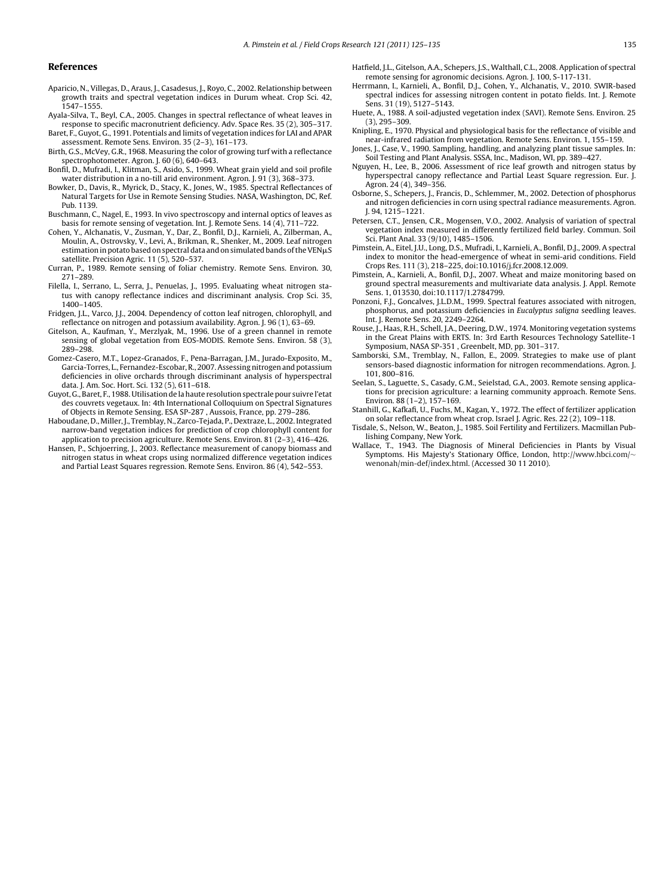## References

Aparicio, N., Villegas, D., Araus, J., Casadesus, J., Royo, C., 2002. Relationship between growth traits and spectral vegetation indices in Durum wheat. Crop Sci. 42, 1547–1555.

Ayala-Silva, T., Beyl, C.A., 2005. Changes in spectral reflectance of wheat leaves in response to specific macronutrient deficiency. Adv. Space Res. 35 (2), 305–317.

Baret, F., Guyot, G., 1991. Potentials and limits of vegetation indices for LAI and APAR assessment. Remote Sens. Environ. 35 (2–3), 161–173.

Birth, G.S., McVey, G.R., 1968. Measuring the color of growing turf with a reflectance spectrophotometer. Agron. J. 60 (6), 640–643.

Bonfil, D., Mufradi, I., Klitman, S., Asido, S., 1999. Wheat grain yield and soil profile water distribution in a no-till arid environment. Agron. J. 91 (3), 368–373.

Bowker, D., Davis, R., Myrick, D., Stacy, K., Jones, W., 1985. Spectral Reflectances of Natural Targets for Use in Remote Sensing Studies. NASA, Washington, DC, Ref. Pub. 1139.

Buschmann, C., Nagel, E., 1993. In vivo spectroscopy and internal optics of leaves as basis for remote sensing of vegetation. Int. J. Remote Sens. 14 (4), 711–722.

Cohen, Y., Alchanatis, V., Zusman, Y., Dar, Z., Bonfil, D.J., Karnieli, A., Zilberman, A., Moulin, A., Ostrovsky, V., Levi, A., Brikman, R., Shenker, M., 2009. Leaf nitrogen estimation in potato based on spectral data and on simulated bands of the VENμS satellite. Precision Agric. 11 (5), 520–537.

Curran, P., 1989. Remote sensing of foliar chemistry. Remote Sens. Environ. 30, 271–289.

Filella, I., Serrano, L., Serra, J., Penuelas, J., 1995. Evaluating wheat nitrogen status with canopy reflectance indices and discriminant analysis. Crop Sci. 35, 1400–1405.

Fridgen, J.L., Varco, J.J., 2004. Dependency of cotton leaf nitrogen, chlorophyll, and reflectance on nitrogen and potassium availability. Agron. J. 96 (1), 63–69.

Gitelson, A., Kaufman, Y., Merzlyak, M., 1996. Use of a green channel in remote sensing of global vegetation from EOS-MODIS. Remote Sens. Environ. 58 (3), 289–298.

Gomez-Casero, M.T., Lopez-Granados, F., Pena-Barragan, J.M., Jurado-Exposito, M., Garcia-Torres, L., Fernandez-Escobar, R., 2007. Assessing nitrogen and potassium deficiencies in olive orchards through discriminant analysis of hyperspectral data. J. Am. Soc. Hort. Sci. 132 (5), 611–618.

Guyot, G., Baret, F., 1988. Utilisation de la haute resolution spectrale pour suivre l'etat des couvrets vegetaux. In: 4th International Colloquium on Spectral Signatures of Objects in Remote Sensing. ESA SP-287 , Aussois, France, pp. 279–286.

Haboudane, D., Miller, J., Tremblay, N., Zarco-Tejada, P., Dextraze, L., 2002. Integrated narrow-band vegetation indices for prediction of crop chlorophyll content for application to precision agriculture. Remote Sens. Environ. 81 (2–3), 416–426.

Hansen, P., Schjoerring, J., 2003. Reflectance measurement of canopy biomass and nitrogen status in wheat crops using normalized difference vegetation indices and Partial Least Squares regression. Remote Sens. Environ. 86 (4), 542–553.

Hatfield, J.L., Gitelson, A.A., Schepers, J.S., Walthall, C.L., 2008. Application of spectral remote sensing for agronomic decisions. Agron. J. 100, S-117-131.

Herrmann, I., Karnieli, A., Bonfil, D.J., Cohen, Y., Alchanatis, V., 2010. SWIR-based spectral indices for assessing nitrogen content in potato fields. Int. J. Remote Sens. 31 (19), 5127–5143.

Huete, A., 1988. A soil-adjusted vegetation index (SAVI). Remote Sens. Environ. 25 (3), 295–309.

Knipling, E., 1970. Physical and physiological basis for the reflectance of visible and near-infrared radiation from vegetation. Remote Sens. Environ. 1, 155–159.

Jones, J., Case, V., 1990. Sampling, handling, and analyzing plant tissue samples. In: Soil Testing and Plant Analysis. SSSA, Inc., Madison, WI, pp. 389–427.

Nguyen, H., Lee, B., 2006. Assessment of rice leaf growth and nitrogen status by hyperspectral canopy reflectance and Partial Least Square regression. Eur. J. Agron. 24 (4), 349–356.

Osborne, S., Schepers, J., Francis, D., Schlemmer, M., 2002. Detection of phosphorus and nitrogen deficiencies in corn using spectral radiance measurements. Agron. J. 94, 1215–1221.

Petersen, C.T., Jensen, C.R., Mogensen, V.O., 2002. Analysis of variation of spectral vegetation index measured in differently fertilized field barley. Commun. Soil Sci. Plant Anal. 33 (9/10), 1485–1506.

Pimstein, A., Eitel, J.U., Long, D.S., Mufradi, I., Karnieli, A., Bonfil, D.J., 2009. A spectral index to monitor the head-emergence of wheat in semi-arid conditions. Field Crops Res. 111 (3), 218–225, doi:10.1016/j.fcr.2008.12.009.

Pimstein, A., Karnieli, A., Bonfil, D.J., 2007. Wheat and maize monitoring based on ground spectral measurements and multivariate data analysis. J. Appl. Remote Sens. 1, 013530, doi:10.1117/1.2784799.

Ponzoni, F.J., Goncalves, J.L.D.M., 1999. Spectral features associated with nitrogen, phosphorus, and potassium deficiencies in *Eucalyptus saligna* seedling leaves. Int. J. Remote Sens. 20, 2249–2264.

Rouse, J., Haas, R.H., Schell, J.A., Deering, D.W., 1974. Monitoring vegetation systems in the Great Plains with ERTS. In: 3rd Earth Resources Technology Satellite-1 Symposium, NASA SP-351 , Greenbelt, MD, pp. 301–317.

Samborski, S.M., Tremblay, N., Fallon, E., 2009. Strategies to make use of plant sensors-based diagnostic information for nitrogen recommendations. Agron. J. 101, 800–816.

Seelan, S., Laguette, S., Casady, G.M., Seielstad, G.A., 2003. Remote sensing applications for precision agriculture: a learning community approach. Remote Sens. Environ. 88 (1–2), 157–169.

Stanhill, G., Kafkafi, U., Fuchs, M., Kagan, Y., 1972. The effect of fertilizer application on solar reflectance from wheat crop. Israel J. Agric. Res. 22 (2), 109–118.

Tisdale, S., Nelson, W., Beaton, J., 1985. Soil Fertility and Fertilizers. Macmillan Publishing Company, New York.

Wallace, T., 1943. The Diagnosis of Mineral Deficiencies in Plants by Visual Symptoms. His Majesty's Stationary Office, London, http://www.hbci.com/~wenonah/min-def/index.html. (Accessed 30 11 2010).